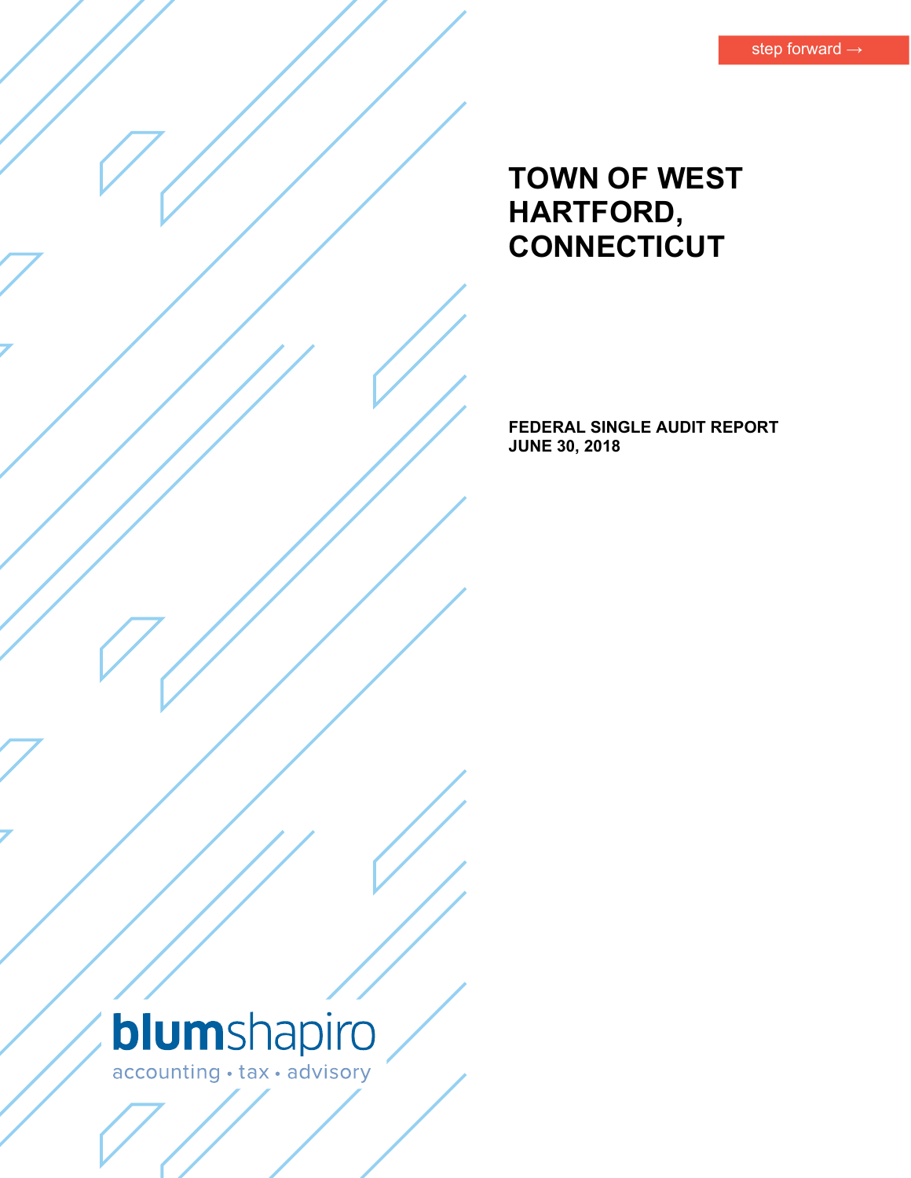step forward →

# TOWN OF WEST HARTFORD, CONNECTICUT

**FEDERAL SINGLE AUDIT REPORT**
**JUNE 30, 2018**

blumshapiro
accounting • tax • advisory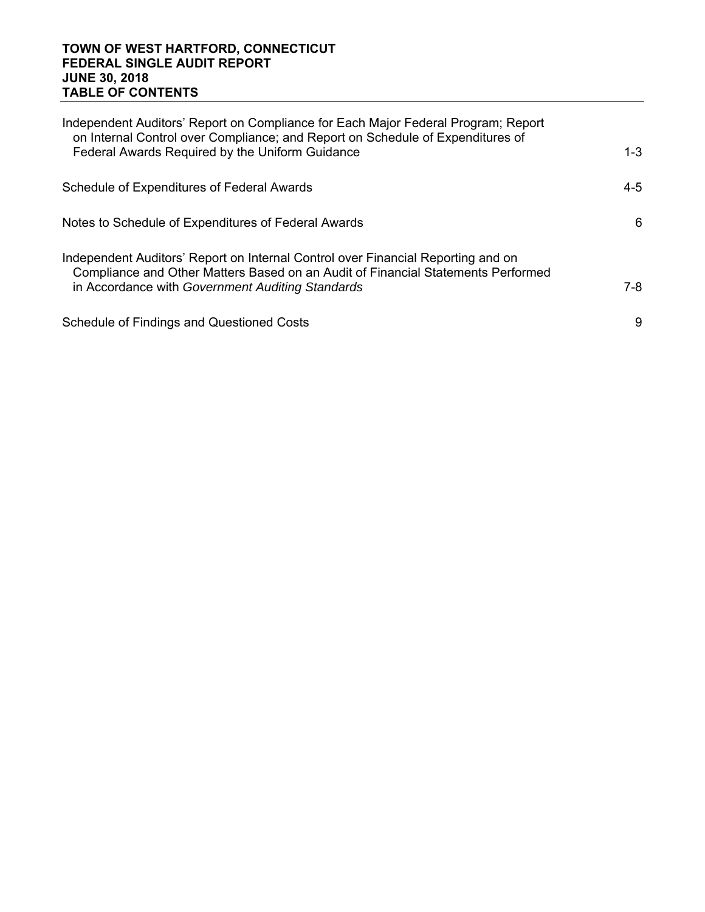**TOWN OF WEST HARTFORD, CONNECTICUT**
**FEDERAL SINGLE AUDIT REPORT**
**JUNE 30, 2018**
**TABLE OF CONTENTS**

| | |
|---|---|
| Independent Auditors' Report on Compliance for Each Major Federal Program; Report on Internal Control over Compliance; and Report on Schedule of Expenditures of Federal Awards Required by the Uniform Guidance | 1-3 |
| Schedule of Expenditures of Federal Awards | 4-5 |
| Notes to Schedule of Expenditures of Federal Awards | 6 |
| Independent Auditors' Report on Internal Control over Financial Reporting and on Compliance and Other Matters Based on an Audit of Financial Statements Performed in Accordance with *Government Auditing Standards* | 7-8 |
| Schedule of Findings and Questioned Costs | 9 |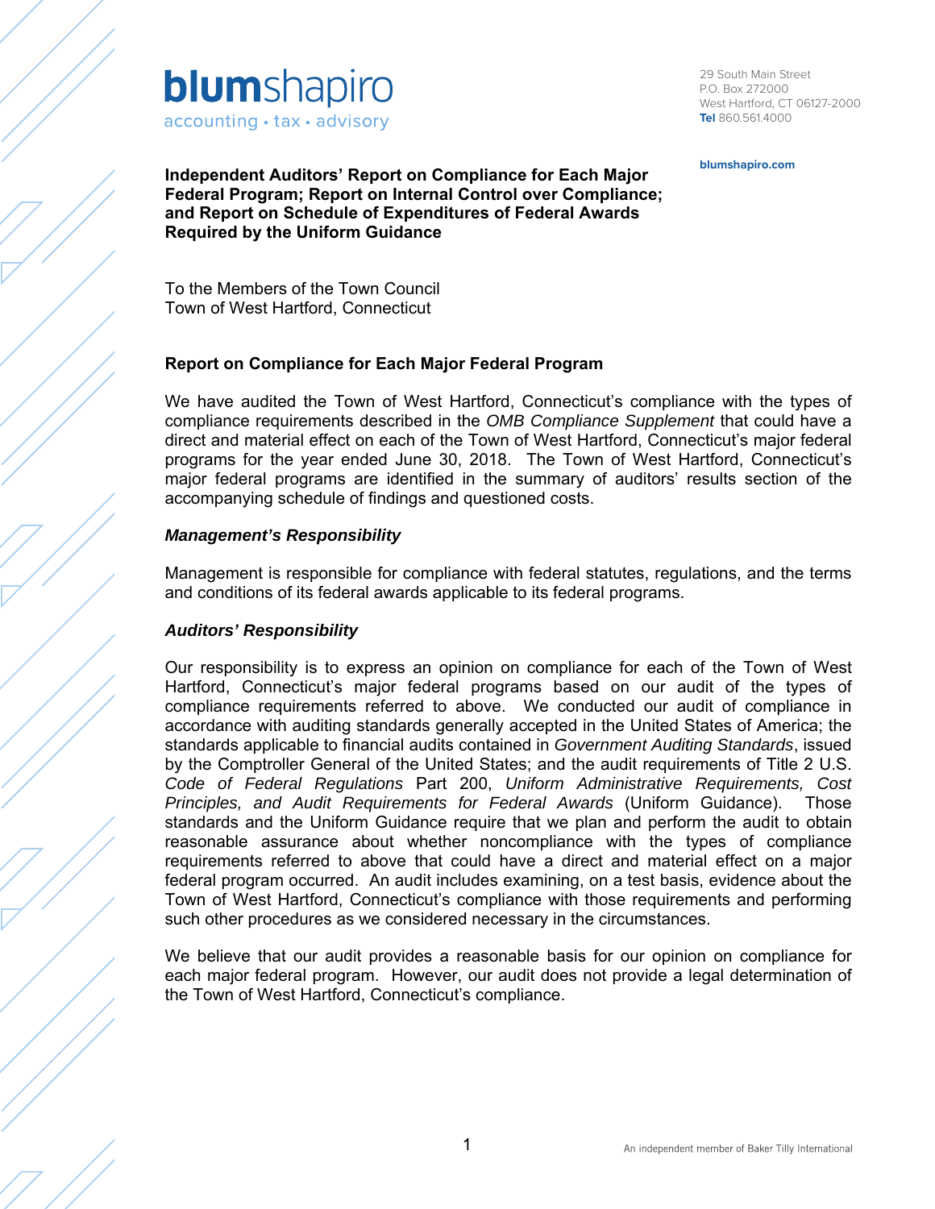**blumshapiro**
accounting • tax • advisory

29 South Main Street
P.O. Box 272000
West Hartford, CT 06127-2000
**Tel** 860.561.4000

**blumshapiro.com**

## Independent Auditors' Report on Compliance for Each Major Federal Program; Report on Internal Control over Compliance; and Report on Schedule of Expenditures of Federal Awards Required by the Uniform Guidance

To the Members of the Town Council
Town of West Hartford, Connecticut

### Report on Compliance for Each Major Federal Program

We have audited the Town of West Hartford, Connecticut's compliance with the types of compliance requirements described in the *OMB Compliance Supplement* that could have a direct and material effect on each of the Town of West Hartford, Connecticut's major federal programs for the year ended June 30, 2018. The Town of West Hartford, Connecticut's major federal programs are identified in the summary of auditors' results section of the accompanying schedule of findings and questioned costs.

#### *Management's Responsibility*

Management is responsible for compliance with federal statutes, regulations, and the terms and conditions of its federal awards applicable to its federal programs.

#### *Auditors' Responsibility*

Our responsibility is to express an opinion on compliance for each of the Town of West Hartford, Connecticut's major federal programs based on our audit of the types of compliance requirements referred to above. We conducted our audit of compliance in accordance with auditing standards generally accepted in the United States of America; the standards applicable to financial audits contained in *Government Auditing Standards*, issued by the Comptroller General of the United States; and the audit requirements of Title 2 U.S. *Code of Federal Regulations* Part 200, *Uniform Administrative Requirements, Cost Principles, and Audit Requirements for Federal Awards* (Uniform Guidance). Those standards and the Uniform Guidance require that we plan and perform the audit to obtain reasonable assurance about whether noncompliance with the types of compliance requirements referred to above that could have a direct and material effect on a major federal program occurred. An audit includes examining, on a test basis, evidence about the Town of West Hartford, Connecticut's compliance with those requirements and performing such other procedures as we considered necessary in the circumstances.

We believe that our audit provides a reasonable basis for our opinion on compliance for each major federal program. However, our audit does not provide a legal determination of the Town of West Hartford, Connecticut's compliance.

An independent member of Baker Tilly International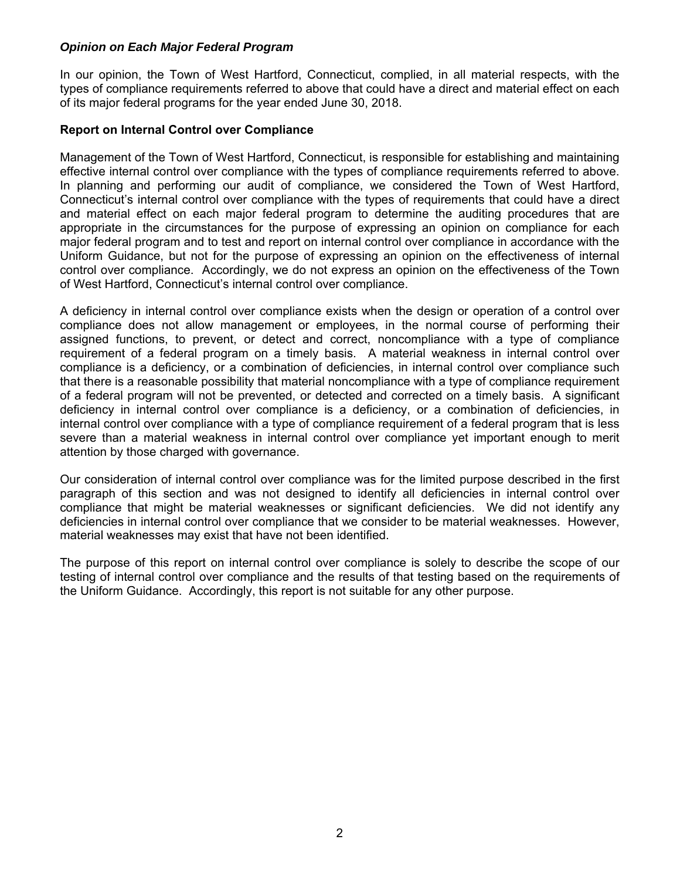### *Opinion on Each Major Federal Program*

In our opinion, the Town of West Hartford, Connecticut, complied, in all material respects, with the types of compliance requirements referred to above that could have a direct and material effect on each of its major federal programs for the year ended June 30, 2018.

### Report on Internal Control over Compliance

Management of the Town of West Hartford, Connecticut, is responsible for establishing and maintaining effective internal control over compliance with the types of compliance requirements referred to above. In planning and performing our audit of compliance, we considered the Town of West Hartford, Connecticut's internal control over compliance with the types of requirements that could have a direct and material effect on each major federal program to determine the auditing procedures that are appropriate in the circumstances for the purpose of expressing an opinion on compliance for each major federal program and to test and report on internal control over compliance in accordance with the Uniform Guidance, but not for the purpose of expressing an opinion on the effectiveness of internal control over compliance. Accordingly, we do not express an opinion on the effectiveness of the Town of West Hartford, Connecticut's internal control over compliance.

A deficiency in internal control over compliance exists when the design or operation of a control over compliance does not allow management or employees, in the normal course of performing their assigned functions, to prevent, or detect and correct, noncompliance with a type of compliance requirement of a federal program on a timely basis. A material weakness in internal control over compliance is a deficiency, or a combination of deficiencies, in internal control over compliance such that there is a reasonable possibility that material noncompliance with a type of compliance requirement of a federal program will not be prevented, or detected and corrected on a timely basis. A significant deficiency in internal control over compliance is a deficiency, or a combination of deficiencies, in internal control over compliance with a type of compliance requirement of a federal program that is less severe than a material weakness in internal control over compliance yet important enough to merit attention by those charged with governance.

Our consideration of internal control over compliance was for the limited purpose described in the first paragraph of this section and was not designed to identify all deficiencies in internal control over compliance that might be material weaknesses or significant deficiencies. We did not identify any deficiencies in internal control over compliance that we consider to be material weaknesses. However, material weaknesses may exist that have not been identified.

The purpose of this report on internal control over compliance is solely to describe the scope of our testing of internal control over compliance and the results of that testing based on the requirements of the Uniform Guidance. Accordingly, this report is not suitable for any other purpose.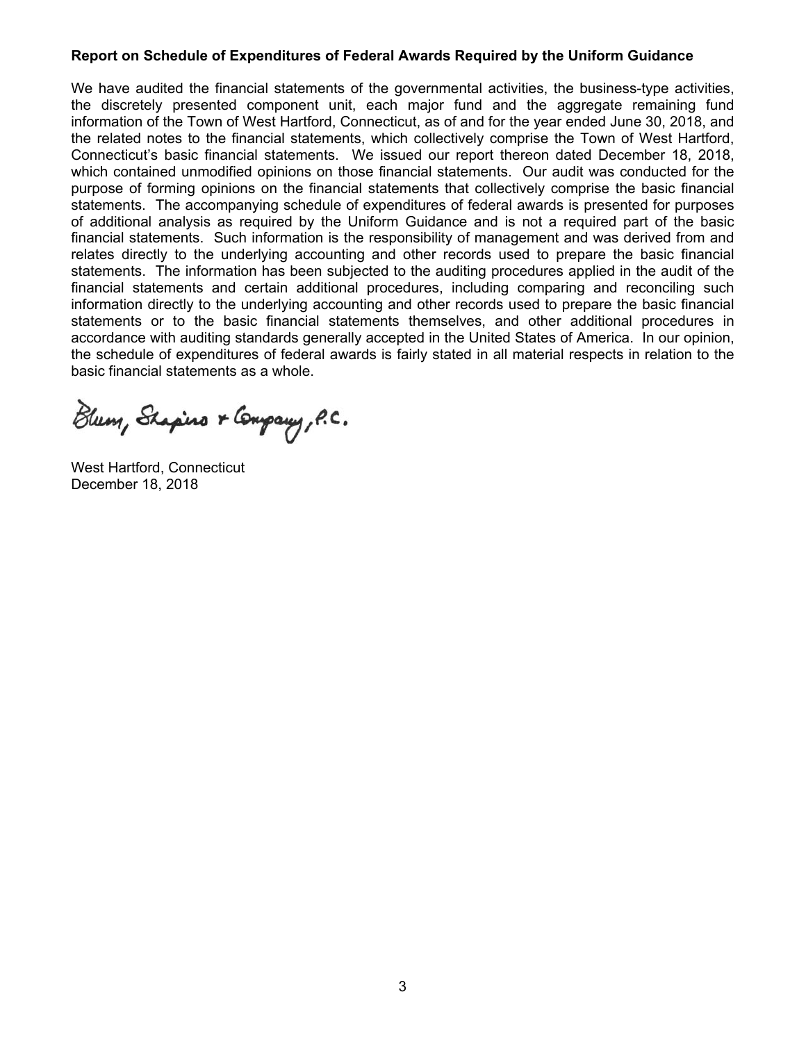**Report on Schedule of Expenditures of Federal Awards Required by the Uniform Guidance**

We have audited the financial statements of the governmental activities, the business-type activities, the discretely presented component unit, each major fund and the aggregate remaining fund information of the Town of West Hartford, Connecticut, as of and for the year ended June 30, 2018, and the related notes to the financial statements, which collectively comprise the Town of West Hartford, Connecticut's basic financial statements. We issued our report thereon dated December 18, 2018, which contained unmodified opinions on those financial statements. Our audit was conducted for the purpose of forming opinions on the financial statements that collectively comprise the basic financial statements. The accompanying schedule of expenditures of federal awards is presented for purposes of additional analysis as required by the Uniform Guidance and is not a required part of the basic financial statements. Such information is the responsibility of management and was derived from and relates directly to the underlying accounting and other records used to prepare the basic financial statements. The information has been subjected to the auditing procedures applied in the audit of the financial statements and certain additional procedures, including comparing and reconciling such information directly to the underlying accounting and other records used to prepare the basic financial statements or to the basic financial statements themselves, and other additional procedures in accordance with auditing standards generally accepted in the United States of America. In our opinion, the schedule of expenditures of federal awards is fairly stated in all material respects in relation to the basic financial statements as a whole.

Blum, Shapiro & Company, P.C.

West Hartford, Connecticut
December 18, 2018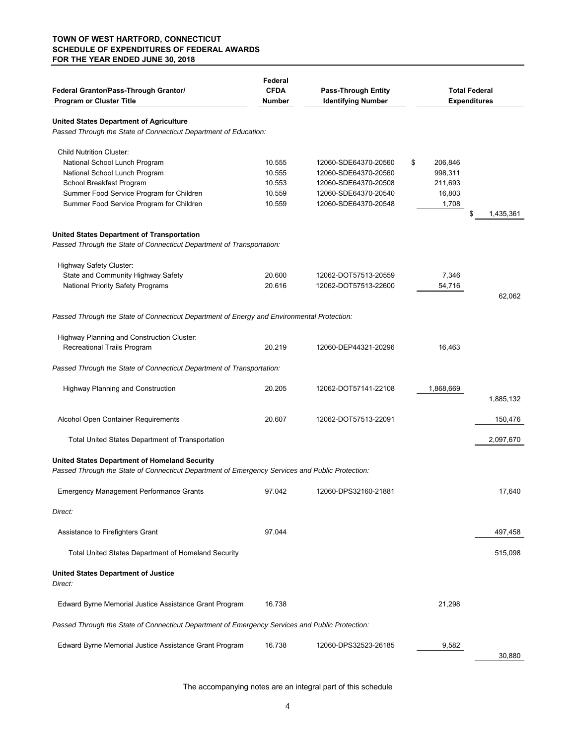**TOWN OF WEST HARTFORD, CONNECTICUT**
**SCHEDULE OF EXPENDITURES OF FEDERAL AWARDS**
**FOR THE YEAR ENDED JUNE 30, 2018**

| Federal Grantor/Pass-Through Grantor/ Program or Cluster Title | Federal CFDA Number | Pass-Through Entity Identifying Number | | Total Federal Expenditures |
|---|---|---|---|---|
| **United States Department of Agriculture** | | | | |
| *Passed Through the State of Connecticut Department of Education:* | | | | |
| Child Nutrition Cluster: | | | | |
| National School Lunch Program | 10.555 | 12060-SDE64370-20560 | $ 206,846 | |
| National School Lunch Program | 10.555 | 12060-SDE64370-20560 | 998,311 | |
| School Breakfast Program | 10.553 | 12060-SDE64370-20508 | 211,693 | |
| Summer Food Service Program for Children | 10.559 | 12060-SDE64370-20540 | 16,803 | |
| Summer Food Service Program for Children | 10.559 | 12060-SDE64370-20548 | 1,708 | |
| | | | | $ 1,435,361 |
| **United States Department of Transportation** | | | | |
| *Passed Through the State of Connecticut Department of Transportation:* | | | | |
| Highway Safety Cluster: | | | | |
| State and Community Highway Safety | 20.600 | 12062-DOT57513-20559 | 7,346 | |
| National Priority Safety Programs | 20.616 | 12062-DOT57513-22600 | 54,716 | |
| | | | | 62,062 |
| *Passed Through the State of Connecticut Department of Energy and Environmental Protection:* | | | | |
| Highway Planning and Construction Cluster: | | | | |
| Recreational Trails Program | 20.219 | 12060-DEP44321-20296 | 16,463 | |
| *Passed Through the State of Connecticut Department of Transportation:* | | | | |
| Highway Planning and Construction | 20.205 | 12062-DOT57141-22108 | 1,868,669 | |
| | | | | 1,885,132 |
| Alcohol Open Container Requirements | 20.607 | 12062-DOT57513-22091 | | 150,476 |
| Total United States Department of Transportation | | | | 2,097,670 |
| **United States Department of Homeland Security** | | | | |
| *Passed Through the State of Connecticut Department of Emergency Services and Public Protection:* | | | | |
| Emergency Management Performance Grants | 97.042 | 12060-DPS32160-21881 | | 17,640 |
| *Direct:* | | | | |
| Assistance to Firefighters Grant | 97.044 | | | 497,458 |
| Total United States Department of Homeland Security | | | | 515,098 |
| **United States Department of Justice** | | | | |
| *Direct:* | | | | |
| Edward Byrne Memorial Justice Assistance Grant Program | 16.738 | | 21,298 | |
| *Passed Through the State of Connecticut Department of Emergency Services and Public Protection:* | | | | |
| Edward Byrne Memorial Justice Assistance Grant Program | 16.738 | 12060-DPS32523-26185 | 9,582 | |
| | | | | 30,880 |

The accompanying notes are an integral part of this schedule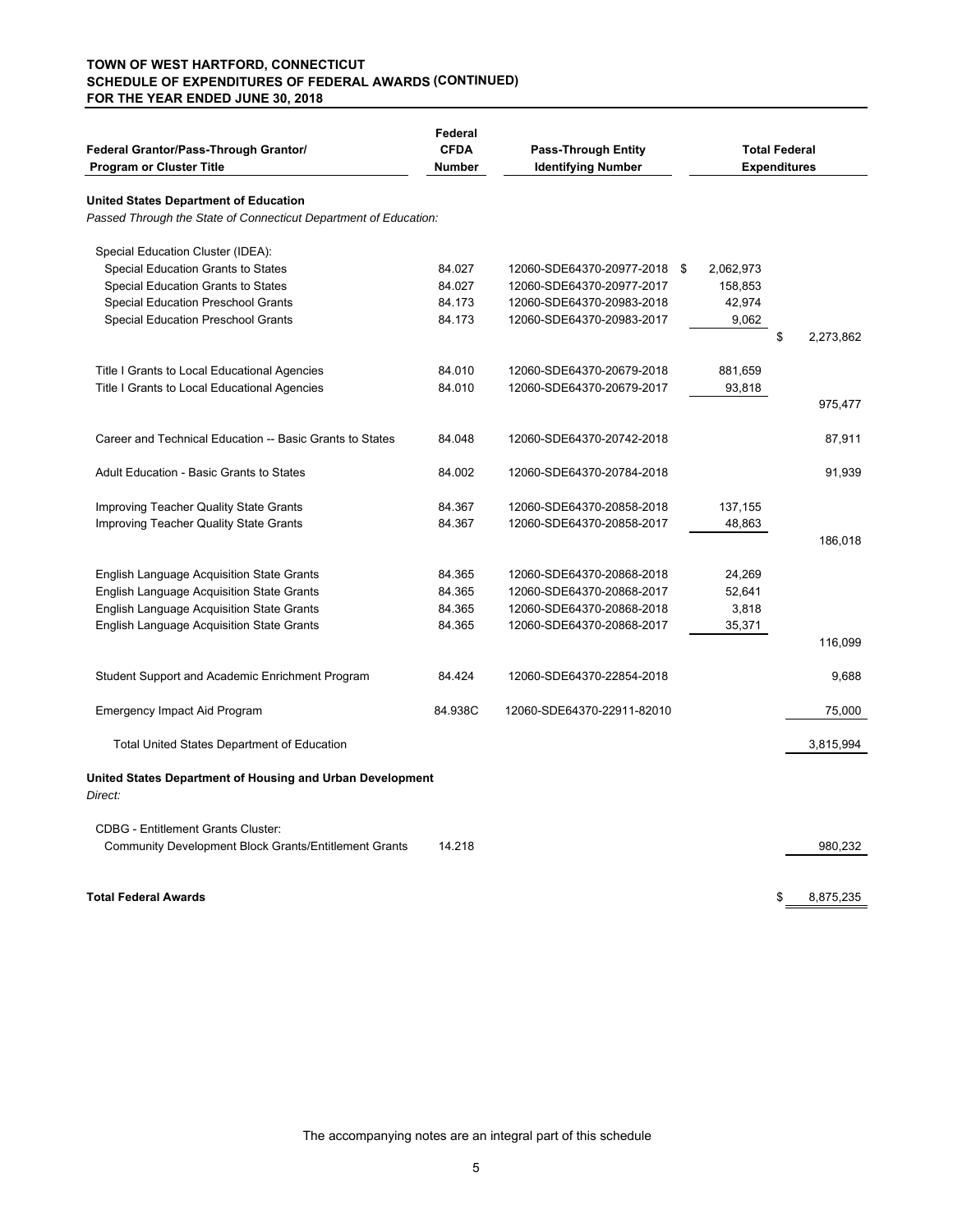**TOWN OF WEST HARTFORD, CONNECTICUT**
**SCHEDULE OF EXPENDITURES OF FEDERAL AWARDS (CONTINUED)**
**FOR THE YEAR ENDED JUNE 30, 2018**

| Federal Grantor/Pass-Through Grantor/ Program or Cluster Title | Federal CFDA Number | Pass-Through Entity Identifying Number | | Total Federal Expenditures |
|---|---|---|---|---|
| **United States Department of Education** | | | | |
| *Passed Through the State of Connecticut Department of Education:* | | | | |
| Special Education Cluster (IDEA): | | | | |
| Special Education Grants to States | 84.027 | 12060-SDE64370-20977-2018 | $ 2,062,973 | |
| Special Education Grants to States | 84.027 | 12060-SDE64370-20977-2017 | 158,853 | |
| Special Education Preschool Grants | 84.173 | 12060-SDE64370-20983-2018 | 42,974 | |
| Special Education Preschool Grants | 84.173 | 12060-SDE64370-20983-2017 | 9,062 | |
| | | | | $ 2,273,862 |
| Title I Grants to Local Educational Agencies | 84.010 | 12060-SDE64370-20679-2018 | 881,659 | |
| Title I Grants to Local Educational Agencies | 84.010 | 12060-SDE64370-20679-2017 | 93,818 | |
| | | | | 975,477 |
| Career and Technical Education -- Basic Grants to States | 84.048 | 12060-SDE64370-20742-2018 | | 87,911 |
| Adult Education - Basic Grants to States | 84.002 | 12060-SDE64370-20784-2018 | | 91,939 |
| Improving Teacher Quality State Grants | 84.367 | 12060-SDE64370-20858-2018 | 137,155 | |
| Improving Teacher Quality State Grants | 84.367 | 12060-SDE64370-20858-2017 | 48,863 | |
| | | | | 186,018 |
| English Language Acquisition State Grants | 84.365 | 12060-SDE64370-20868-2018 | 24,269 | |
| English Language Acquisition State Grants | 84.365 | 12060-SDE64370-20868-2017 | 52,641 | |
| English Language Acquisition State Grants | 84.365 | 12060-SDE64370-20868-2018 | 3,818 | |
| English Language Acquisition State Grants | 84.365 | 12060-SDE64370-20868-2017 | 35,371 | |
| | | | | 116,099 |
| Student Support and Academic Enrichment Program | 84.424 | 12060-SDE64370-22854-2018 | | 9,688 |
| Emergency Impact Aid Program | 84.938C | 12060-SDE64370-22911-82010 | | 75,000 |
| Total United States Department of Education | | | | 3,815,994 |
| **United States Department of Housing and Urban Development** | | | | |
| *Direct:* | | | | |
| CDBG - Entitlement Grants Cluster: | | | | |
| Community Development Block Grants/Entitlement Grants | 14.218 | | | 980,232 |
| **Total Federal Awards** | | | | $ 8,875,235 |

The accompanying notes are an integral part of this schedule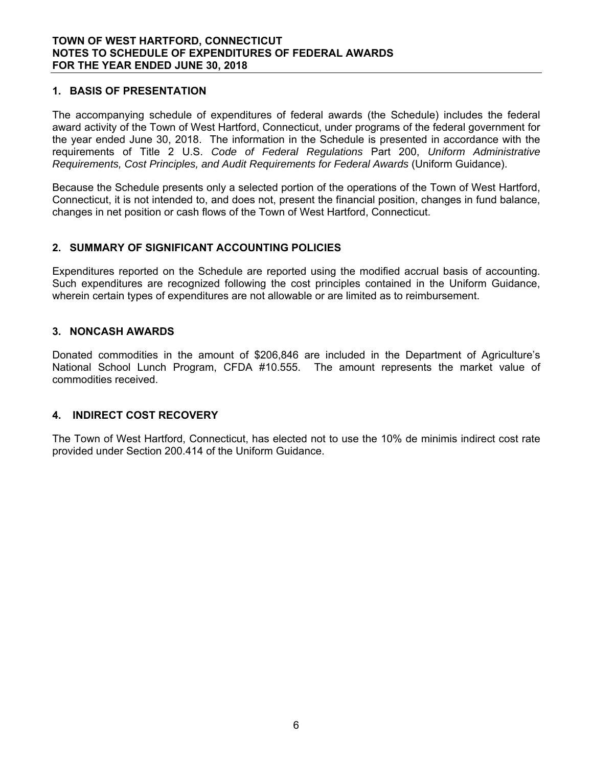**TOWN OF WEST HARTFORD, CONNECTICUT**
**NOTES TO SCHEDULE OF EXPENDITURES OF FEDERAL AWARDS**
**FOR THE YEAR ENDED JUNE 30, 2018**

## 1. BASIS OF PRESENTATION

The accompanying schedule of expenditures of federal awards (the Schedule) includes the federal award activity of the Town of West Hartford, Connecticut, under programs of the federal government for the year ended June 30, 2018. The information in the Schedule is presented in accordance with the requirements of Title 2 U.S. *Code of Federal Regulations* Part 200, *Uniform Administrative Requirements, Cost Principles, and Audit Requirements for Federal Awards* (Uniform Guidance).

Because the Schedule presents only a selected portion of the operations of the Town of West Hartford, Connecticut, it is not intended to, and does not, present the financial position, changes in fund balance, changes in net position or cash flows of the Town of West Hartford, Connecticut.

## 2. SUMMARY OF SIGNIFICANT ACCOUNTING POLICIES

Expenditures reported on the Schedule are reported using the modified accrual basis of accounting. Such expenditures are recognized following the cost principles contained in the Uniform Guidance, wherein certain types of expenditures are not allowable or are limited as to reimbursement.

## 3. NONCASH AWARDS

Donated commodities in the amount of $206,846 are included in the Department of Agriculture's National School Lunch Program, CFDA #10.555. The amount represents the market value of commodities received.

## 4. INDIRECT COST RECOVERY

The Town of West Hartford, Connecticut, has elected not to use the 10% de minimis indirect cost rate provided under Section 200.414 of the Uniform Guidance.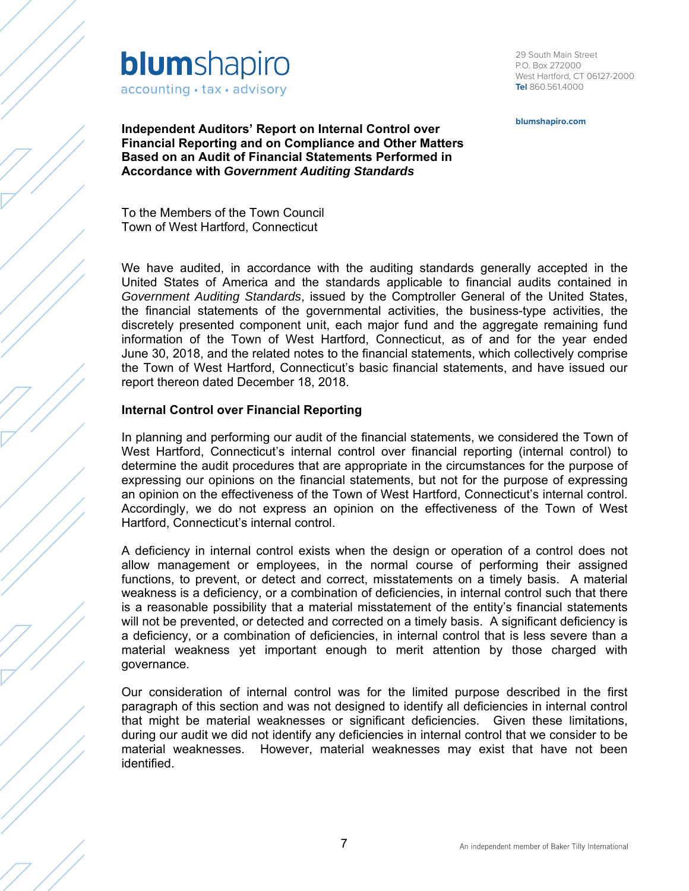blumshapiro
accounting • tax • advisory

29 South Main Street
P.O. Box 272000
West Hartford, CT 06127-2000
**Tel** 860.561.4000

**blumshapiro.com**

# Independent Auditors' Report on Internal Control over Financial Reporting and on Compliance and Other Matters Based on an Audit of Financial Statements Performed in Accordance with *Government Auditing Standards*

To the Members of the Town Council
Town of West Hartford, Connecticut

We have audited, in accordance with the auditing standards generally accepted in the United States of America and the standards applicable to financial audits contained in *Government Auditing Standards*, issued by the Comptroller General of the United States, the financial statements of the governmental activities, the business-type activities, the discretely presented component unit, each major fund and the aggregate remaining fund information of the Town of West Hartford, Connecticut, as of and for the year ended June 30, 2018, and the related notes to the financial statements, which collectively comprise the Town of West Hartford, Connecticut's basic financial statements, and have issued our report thereon dated December 18, 2018.

## Internal Control over Financial Reporting

In planning and performing our audit of the financial statements, we considered the Town of West Hartford, Connecticut's internal control over financial reporting (internal control) to determine the audit procedures that are appropriate in the circumstances for the purpose of expressing our opinions on the financial statements, but not for the purpose of expressing an opinion on the effectiveness of the Town of West Hartford, Connecticut's internal control. Accordingly, we do not express an opinion on the effectiveness of the Town of West Hartford, Connecticut's internal control.

A deficiency in internal control exists when the design or operation of a control does not allow management or employees, in the normal course of performing their assigned functions, to prevent, or detect and correct, misstatements on a timely basis. A material weakness is a deficiency, or a combination of deficiencies, in internal control such that there is a reasonable possibility that a material misstatement of the entity's financial statements will not be prevented, or detected and corrected on a timely basis. A significant deficiency is a deficiency, or a combination of deficiencies, in internal control that is less severe than a material weakness yet important enough to merit attention by those charged with governance.

Our consideration of internal control was for the limited purpose described in the first paragraph of this section and was not designed to identify all deficiencies in internal control that might be material weaknesses or significant deficiencies. Given these limitations, during our audit we did not identify any deficiencies in internal control that we consider to be material weaknesses. However, material weaknesses may exist that have not been identified.

An independent member of Baker Tilly International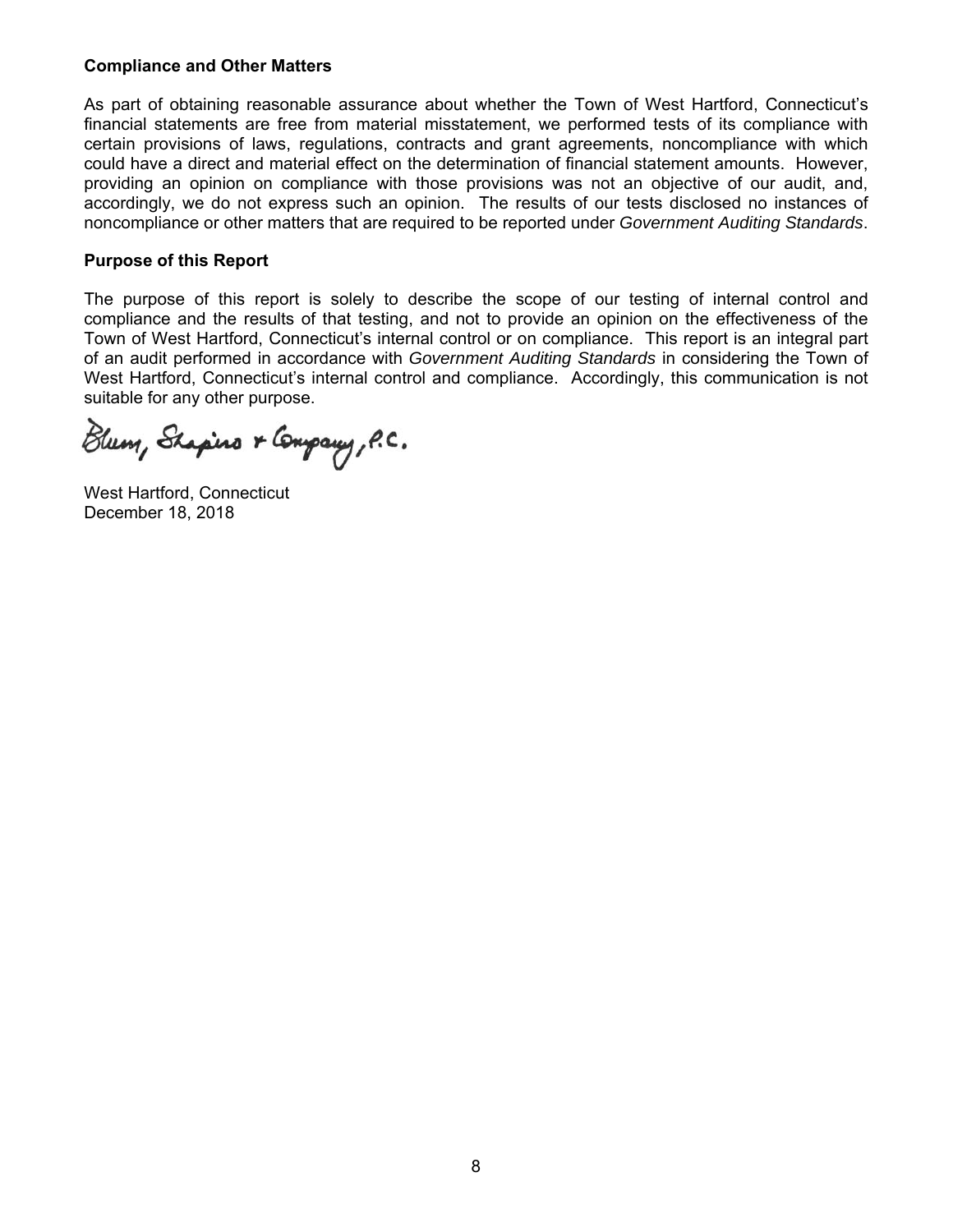## Compliance and Other Matters

As part of obtaining reasonable assurance about whether the Town of West Hartford, Connecticut's financial statements are free from material misstatement, we performed tests of its compliance with certain provisions of laws, regulations, contracts and grant agreements, noncompliance with which could have a direct and material effect on the determination of financial statement amounts. However, providing an opinion on compliance with those provisions was not an objective of our audit, and, accordingly, we do not express such an opinion. The results of our tests disclosed no instances of noncompliance or other matters that are required to be reported under *Government Auditing Standards*.

## Purpose of this Report

The purpose of this report is solely to describe the scope of our testing of internal control and compliance and the results of that testing, and not to provide an opinion on the effectiveness of the Town of West Hartford, Connecticut's internal control or on compliance. This report is an integral part of an audit performed in accordance with *Government Auditing Standards* in considering the Town of West Hartford, Connecticut's internal control and compliance. Accordingly, this communication is not suitable for any other purpose.

Blum, Shapiro & Company, P.C.

West Hartford, Connecticut
December 18, 2018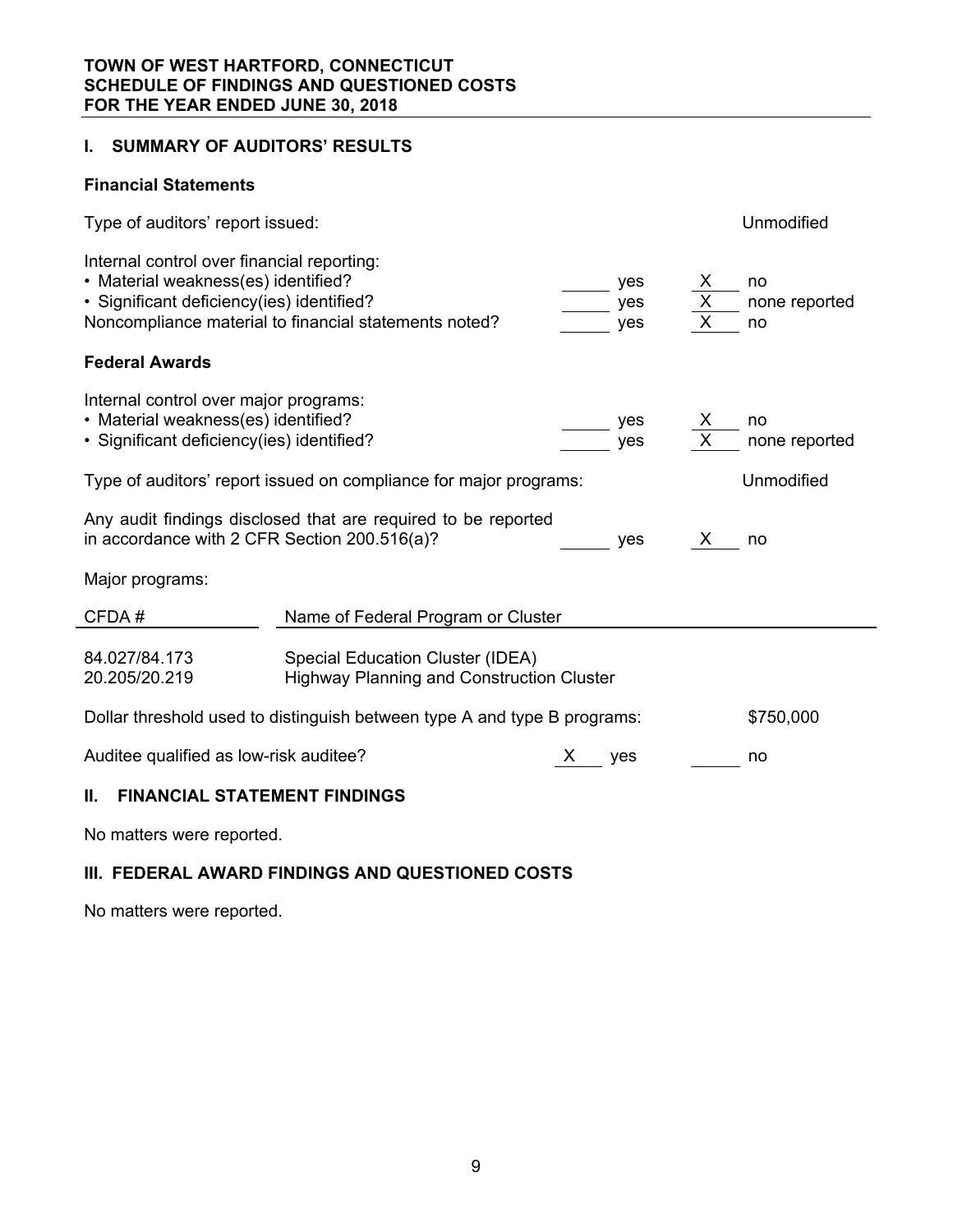**TOWN OF WEST HARTFORD, CONNECTICUT**
**SCHEDULE OF FINDINGS AND QUESTIONED COSTS**
**FOR THE YEAR ENDED JUNE 30, 2018**

## I. SUMMARY OF AUDITORS' RESULTS

### Financial Statements

Type of auditors' report issued: Unmodified

Internal control over financial reporting:

| | | | | |
|---|---|---|---|---|
| • Material weakness(es) identified? | ______ | yes | X | no |
| • Significant deficiency(ies) identified? | ______ | yes | X | none reported |
| Noncompliance material to financial statements noted? | ______ | yes | X | no |

### Federal Awards

Internal control over major programs:

| | | | | |
|---|---|---|---|---|
| • Material weakness(es) identified? | ______ | yes | X | no |
| • Significant deficiency(ies) identified? | ______ | yes | X | none reported |

Type of auditors' report issued on compliance for major programs: Unmodified

| | | | | |
|---|---|---|---|---|
| Any audit findings disclosed that are required to be reported in accordance with 2 CFR Section 200.516(a)? | ______ | yes | X | no |

Major programs:

| CFDA # | Name of Federal Program or Cluster |
|---|---|
| 84.027/84.173 | Special Education Cluster (IDEA) |
| 20.205/20.219 | Highway Planning and Construction Cluster |

Dollar threshold used to distinguish between type A and type B programs: $750,000

| | | | | |
|---|---|---|---|---|
| Auditee qualified as low-risk auditee? | X | yes | ______ | no |

## II. FINANCIAL STATEMENT FINDINGS

No matters were reported.

## III. FEDERAL AWARD FINDINGS AND QUESTIONED COSTS

No matters were reported.